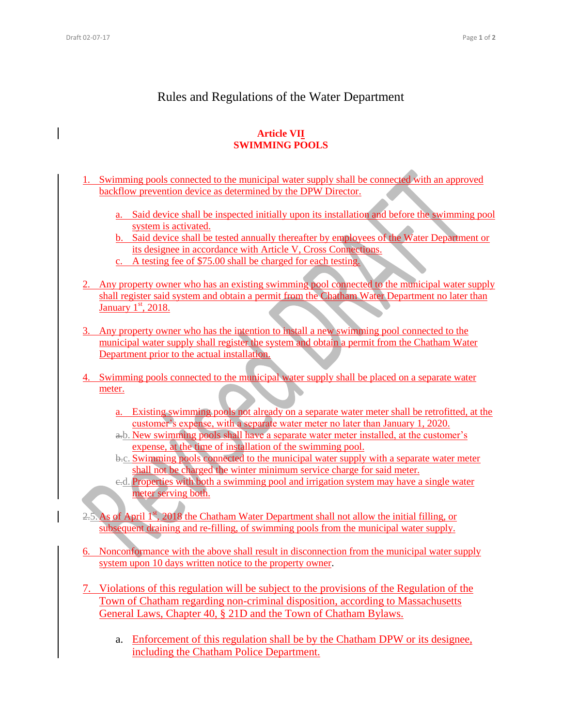# Rules and Regulations of the Water Department

## Article VII
## SWIMMING POOLS

1. Swimming pools connected to the municipal water supply shall be connected with an approved backflow prevention device as determined by the DPW Director.

   a. Said device shall be inspected initially upon its installation and before the swimming pool system is activated.
   b. Said device shall be tested annually thereafter by employees of the Water Department or its designee in accordance with Article V, Cross Connections.
   c. A testing fee of $75.00 shall be charged for each testing.

2. Any property owner who has an existing swimming pool connected to the municipal water supply shall register said system and obtain a permit from the Chatham Water Department no later than January 1st, 2018.

3. Any property owner who has the intention to install a new swimming pool connected to the municipal water supply shall register the system and obtain a permit from the Chatham Water Department prior to the actual installation.

4. Swimming pools connected to the municipal water supply shall be placed on a separate water meter.

   a. Existing swimming pools not already on a separate water meter shall be retrofitted, at the customer's expense, with a separate water meter no later than January 1, 2020.
   b. New swimming pools shall have a separate water meter installed, at the customer's expense, at the time of installation of the swimming pool.
   c. Swimming pools connected to the municipal water supply with a separate water meter shall not be charged the winter minimum service charge for said meter.
   d. Properties with both a swimming pool and irrigation system may have a single water meter serving both.

5. As of April 1st, 2018 the Chatham Water Department shall not allow the initial filling, or subsequent draining and re-filling, of swimming pools from the municipal water supply.

6. Nonconformance with the above shall result in disconnection from the municipal water supply system upon 10 days written notice to the property owner.

7. Violations of this regulation will be subject to the provisions of the Regulation of the Town of Chatham regarding non-criminal disposition, according to Massachusetts General Laws, Chapter 40, § 21D and the Town of Chatham Bylaws.

   a. Enforcement of this regulation shall be by the Chatham DPW or its designee, including the Chatham Police Department.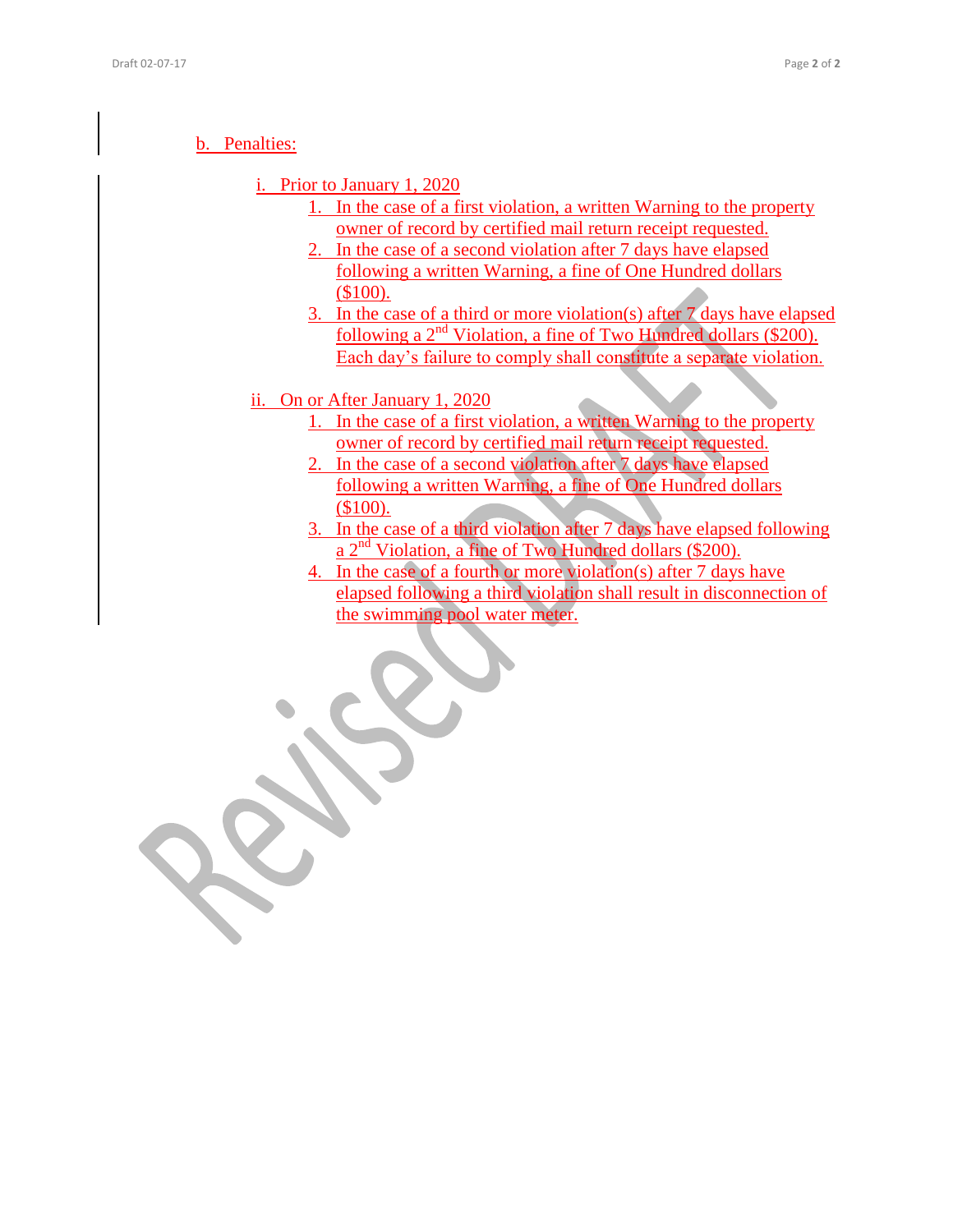b. Penalties:

i. Prior to January 1, 2020

1. In the case of a first violation, a written Warning to the property owner of record by certified mail return receipt requested.
2. In the case of a second violation after 7 days have elapsed following a written Warning, a fine of One Hundred dollars ($100).
3. In the case of a third or more violation(s) after 7 days have elapsed following a 2nd Violation, a fine of Two Hundred dollars ($200). Each day's failure to comply shall constitute a separate violation.

ii. On or After January 1, 2020

1. In the case of a first violation, a written Warning to the property owner of record by certified mail return receipt requested.
2. In the case of a second violation after 7 days have elapsed following a written Warning, a fine of One Hundred dollars ($100).
3. In the case of a third violation after 7 days have elapsed following a 2nd Violation, a fine of Two Hundred dollars ($200).
4. In the case of a fourth or more violation(s) after 7 days have elapsed following a third violation shall result in disconnection of the swimming pool water meter.